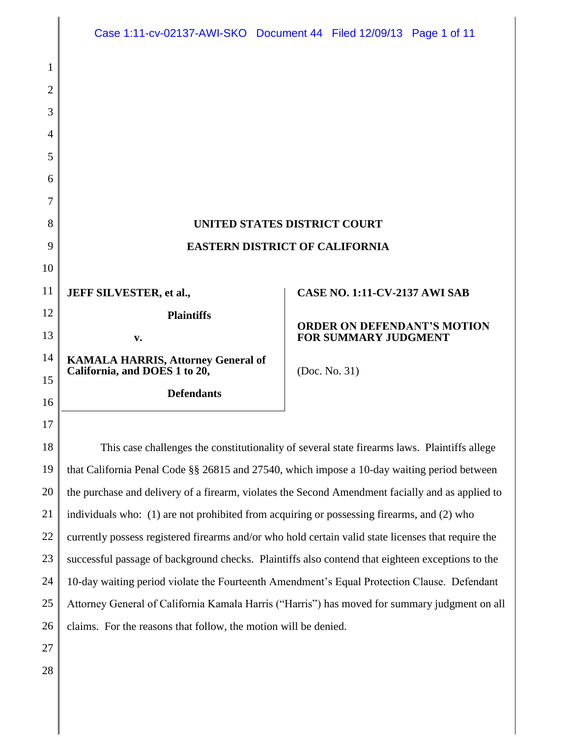# UNITED STATES DISTRICT COURT

# EASTERN DISTRICT OF CALIFORNIA

| | |
|---|---|
| **JEFF SILVESTER, et al.,** | **CASE NO. 1:11-CV-2137 AWI SAB** |
| **Plaintiffs** | |
| **v.** | **ORDER ON DEFENDANT'S MOTION FOR SUMMARY JUDGMENT** |
| **KAMALA HARRIS, Attorney General of California, and DOES 1 to 20,** | (Doc. No. 31) |
| **Defendants** | |

This case challenges the constitutionality of several state firearms laws. Plaintiffs allege that California Penal Code §§ 26815 and 27540, which impose a 10-day waiting period between the purchase and delivery of a firearm, violates the Second Amendment facially and as applied to individuals who: (1) are not prohibited from acquiring or possessing firearms, and (2) who currently possess registered firearms and/or who hold certain valid state licenses that require the successful passage of background checks. Plaintiffs also contend that eighteen exceptions to the 10-day waiting period violate the Fourteenth Amendment's Equal Protection Clause. Defendant Attorney General of California Kamala Harris ("Harris") has moved for summary judgment on all claims. For the reasons that follow, the motion will be denied.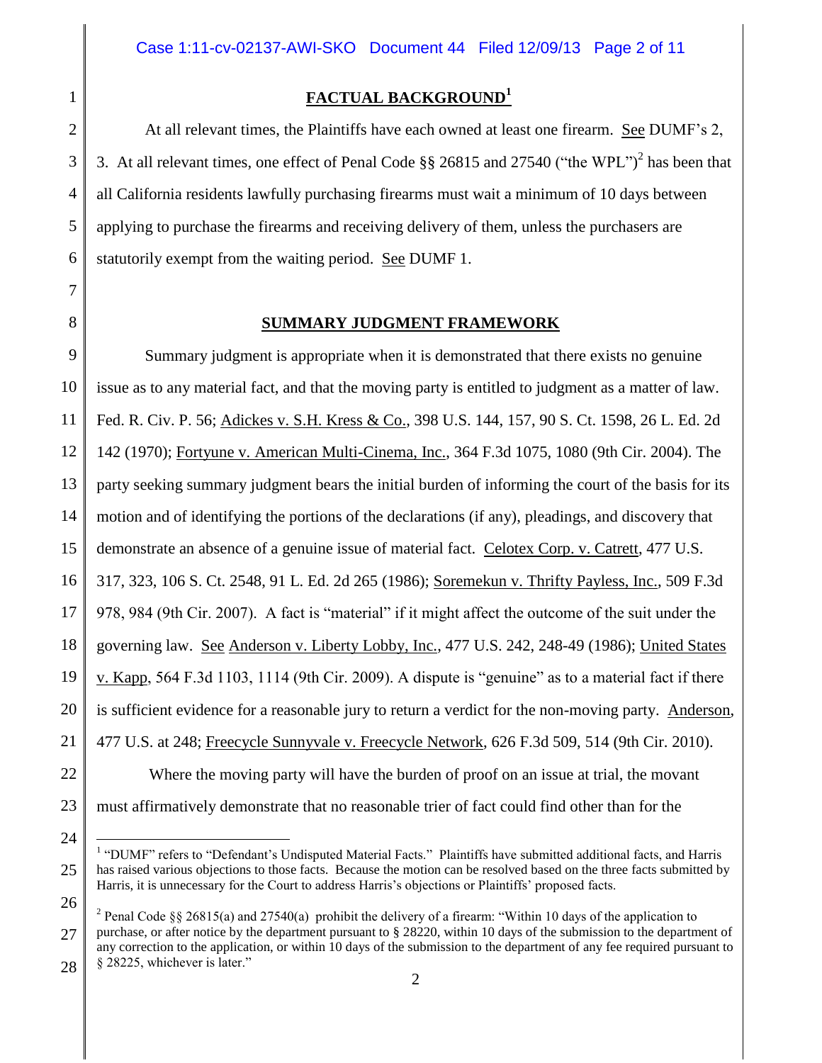## FACTUAL BACKGROUND[1]

At all relevant times, the Plaintiffs have each owned at least one firearm. See DUMF's 2, 3. At all relevant times, one effect of Penal Code §§ 26815 and 27540 ("the WPL")[2] has been that all California residents lawfully purchasing firearms must wait a minimum of 10 days between applying to purchase the firearms and receiving delivery of them, unless the purchasers are statutorily exempt from the waiting period. See DUMF 1.

## SUMMARY JUDGMENT FRAMEWORK

Summary judgment is appropriate when it is demonstrated that there exists no genuine issue as to any material fact, and that the moving party is entitled to judgment as a matter of law. Fed. R. Civ. P. 56; Adickes v. S.H. Kress & Co., 398 U.S. 144, 157, 90 S. Ct. 1598, 26 L. Ed. 2d 142 (1970); Fortyune v. American Multi-Cinema, Inc., 364 F.3d 1075, 1080 (9th Cir. 2004). The party seeking summary judgment bears the initial burden of informing the court of the basis for its motion and of identifying the portions of the declarations (if any), pleadings, and discovery that demonstrate an absence of a genuine issue of material fact. Celotex Corp. v. Catrett, 477 U.S. 317, 323, 106 S. Ct. 2548, 91 L. Ed. 2d 265 (1986); Soremekun v. Thrifty Payless, Inc., 509 F.3d 978, 984 (9th Cir. 2007). A fact is "material" if it might affect the outcome of the suit under the governing law. See Anderson v. Liberty Lobby, Inc., 477 U.S. 242, 248-49 (1986); United States v. Kapp, 564 F.3d 1103, 1114 (9th Cir. 2009). A dispute is "genuine" as to a material fact if there is sufficient evidence for a reasonable jury to return a verdict for the non-moving party. Anderson, 477 U.S. at 248; Freecycle Sunnyvale v. Freecycle Network, 626 F.3d 509, 514 (9th Cir. 2010).

Where the moving party will have the burden of proof on an issue at trial, the movant must affirmatively demonstrate that no reasonable trier of fact could find other than for the

---

[1] "DUMF" refers to "Defendant's Undisputed Material Facts." Plaintiffs have submitted additional facts, and Harris has raised various objections to those facts. Because the motion can be resolved based on the three facts submitted by Harris, it is unnecessary for the Court to address Harris's objections or Plaintiffs' proposed facts.

[2] Penal Code §§ 26815(a) and 27540(a) prohibit the delivery of a firearm: "Within 10 days of the application to purchase, or after notice by the department pursuant to § 28220, within 10 days of the submission to the department of any correction to the application, or within 10 days of the submission to the department of any fee required pursuant to § 28225, whichever is later."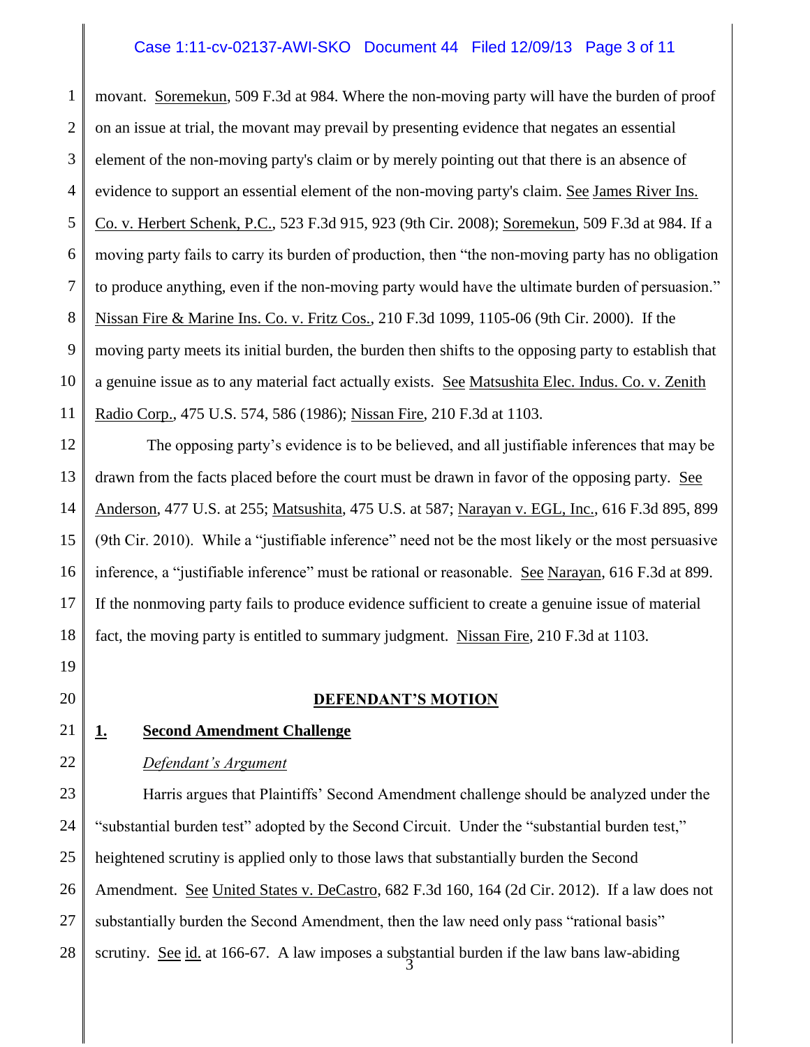movant. Soremekun, 509 F.3d at 984. Where the non-moving party will have the burden of proof on an issue at trial, the movant may prevail by presenting evidence that negates an essential element of the non-moving party's claim or by merely pointing out that there is an absence of evidence to support an essential element of the non-moving party's claim. See James River Ins. Co. v. Herbert Schenk, P.C., 523 F.3d 915, 923 (9th Cir. 2008); Soremekun, 509 F.3d at 984. If a moving party fails to carry its burden of production, then "the non-moving party has no obligation to produce anything, even if the non-moving party would have the ultimate burden of persuasion." Nissan Fire & Marine Ins. Co. v. Fritz Cos., 210 F.3d 1099, 1105-06 (9th Cir. 2000). If the moving party meets its initial burden, the burden then shifts to the opposing party to establish that a genuine issue as to any material fact actually exists. See Matsushita Elec. Indus. Co. v. Zenith Radio Corp., 475 U.S. 574, 586 (1986); Nissan Fire, 210 F.3d at 1103.

The opposing party's evidence is to be believed, and all justifiable inferences that may be drawn from the facts placed before the court must be drawn in favor of the opposing party. See Anderson, 477 U.S. at 255; Matsushita, 475 U.S. at 587; Narayan v. EGL, Inc., 616 F.3d 895, 899 (9th Cir. 2010). While a "justifiable inference" need not be the most likely or the most persuasive inference, a "justifiable inference" must be rational or reasonable. See Narayan, 616 F.3d at 899. If the nonmoving party fails to produce evidence sufficient to create a genuine issue of material fact, the moving party is entitled to summary judgment. Nissan Fire, 210 F.3d at 1103.

## DEFENDANT'S MOTION

### 1. Second Amendment Challenge

*Defendant's Argument*

Harris argues that Plaintiffs' Second Amendment challenge should be analyzed under the "substantial burden test" adopted by the Second Circuit. Under the "substantial burden test," heightened scrutiny is applied only to those laws that substantially burden the Second Amendment. See United States v. DeCastro, 682 F.3d 160, 164 (2d Cir. 2012). If a law does not substantially burden the Second Amendment, then the law need only pass "rational basis" scrutiny. See id. at 166-67. A law imposes a substantial burden if the law bans law-abiding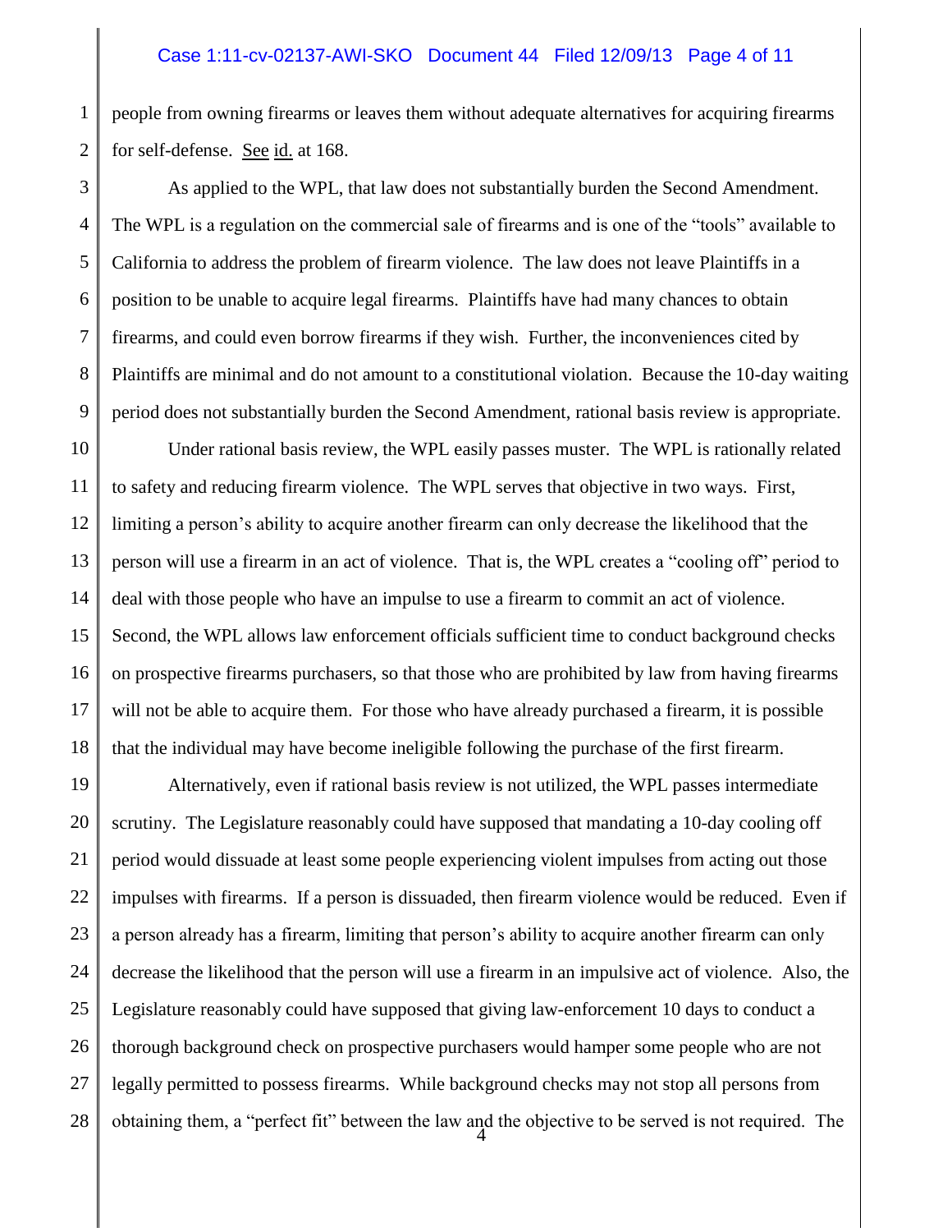people from owning firearms or leaves them without adequate alternatives for acquiring firearms for self-defense. See id. at 168.

As applied to the WPL, that law does not substantially burden the Second Amendment. The WPL is a regulation on the commercial sale of firearms and is one of the "tools" available to California to address the problem of firearm violence. The law does not leave Plaintiffs in a position to be unable to acquire legal firearms. Plaintiffs have had many chances to obtain firearms, and could even borrow firearms if they wish. Further, the inconveniences cited by Plaintiffs are minimal and do not amount to a constitutional violation. Because the 10-day waiting period does not substantially burden the Second Amendment, rational basis review is appropriate.

Under rational basis review, the WPL easily passes muster. The WPL is rationally related to safety and reducing firearm violence. The WPL serves that objective in two ways. First, limiting a person's ability to acquire another firearm can only decrease the likelihood that the person will use a firearm in an act of violence. That is, the WPL creates a "cooling off" period to deal with those people who have an impulse to use a firearm to commit an act of violence. Second, the WPL allows law enforcement officials sufficient time to conduct background checks on prospective firearms purchasers, so that those who are prohibited by law from having firearms will not be able to acquire them. For those who have already purchased a firearm, it is possible that the individual may have become ineligible following the purchase of the first firearm.

Alternatively, even if rational basis review is not utilized, the WPL passes intermediate scrutiny. The Legislature reasonably could have supposed that mandating a 10-day cooling off period would dissuade at least some people experiencing violent impulses from acting out those impulses with firearms. If a person is dissuaded, then firearm violence would be reduced. Even if a person already has a firearm, limiting that person's ability to acquire another firearm can only decrease the likelihood that the person will use a firearm in an impulsive act of violence. Also, the Legislature reasonably could have supposed that giving law-enforcement 10 days to conduct a thorough background check on prospective purchasers would hamper some people who are not legally permitted to possess firearms. While background checks may not stop all persons from obtaining them, a "perfect fit" between the law and the objective to be served is not required. The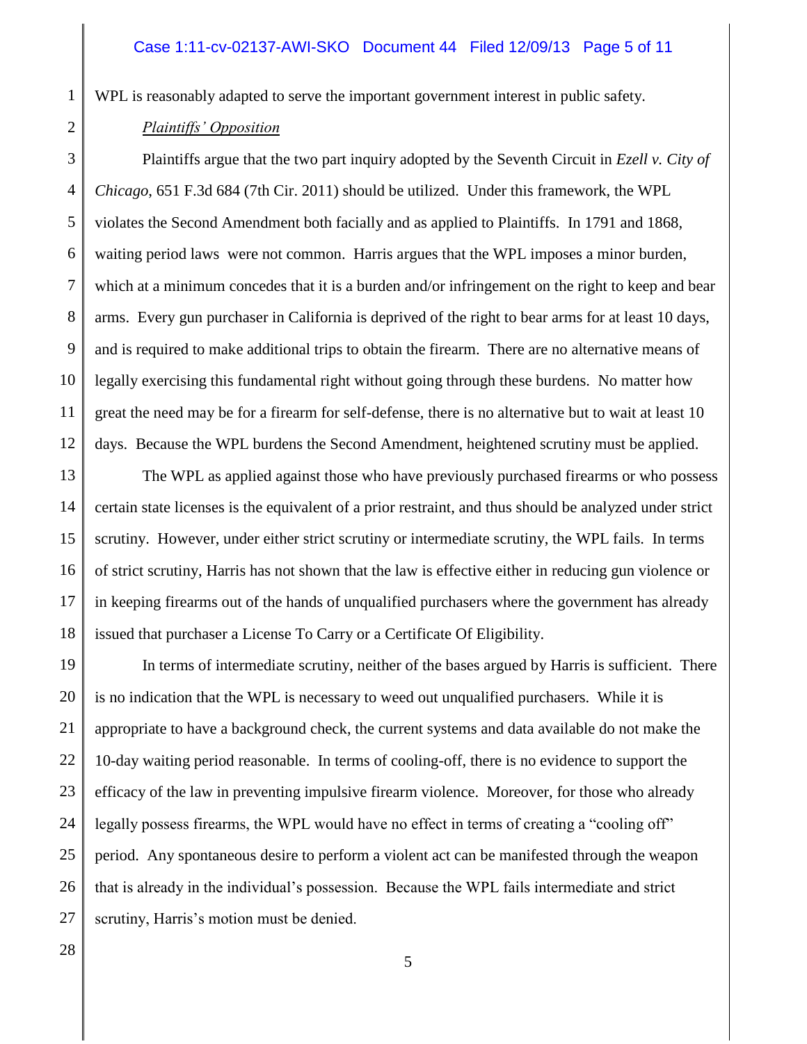WPL is reasonably adapted to serve the important government interest in public safety.

*Plaintiffs' Opposition*

Plaintiffs argue that the two part inquiry adopted by the Seventh Circuit in *Ezell v. City of Chicago*, 651 F.3d 684 (7th Cir. 2011) should be utilized. Under this framework, the WPL violates the Second Amendment both facially and as applied to Plaintiffs. In 1791 and 1868, waiting period laws were not common. Harris argues that the WPL imposes a minor burden, which at a minimum concedes that it is a burden and/or infringement on the right to keep and bear arms. Every gun purchaser in California is deprived of the right to bear arms for at least 10 days, and is required to make additional trips to obtain the firearm. There are no alternative means of legally exercising this fundamental right without going through these burdens. No matter how great the need may be for a firearm for self-defense, there is no alternative but to wait at least 10 days. Because the WPL burdens the Second Amendment, heightened scrutiny must be applied.

The WPL as applied against those who have previously purchased firearms or who possess certain state licenses is the equivalent of a prior restraint, and thus should be analyzed under strict scrutiny. However, under either strict scrutiny or intermediate scrutiny, the WPL fails. In terms of strict scrutiny, Harris has not shown that the law is effective either in reducing gun violence or in keeping firearms out of the hands of unqualified purchasers where the government has already issued that purchaser a License To Carry or a Certificate Of Eligibility.

In terms of intermediate scrutiny, neither of the bases argued by Harris is sufficient. There is no indication that the WPL is necessary to weed out unqualified purchasers. While it is appropriate to have a background check, the current systems and data available do not make the 10-day waiting period reasonable. In terms of cooling-off, there is no evidence to support the efficacy of the law in preventing impulsive firearm violence. Moreover, for those who already legally possess firearms, the WPL would have no effect in terms of creating a "cooling off" period. Any spontaneous desire to perform a violent act can be manifested through the weapon that is already in the individual's possession. Because the WPL fails intermediate and strict scrutiny, Harris's motion must be denied.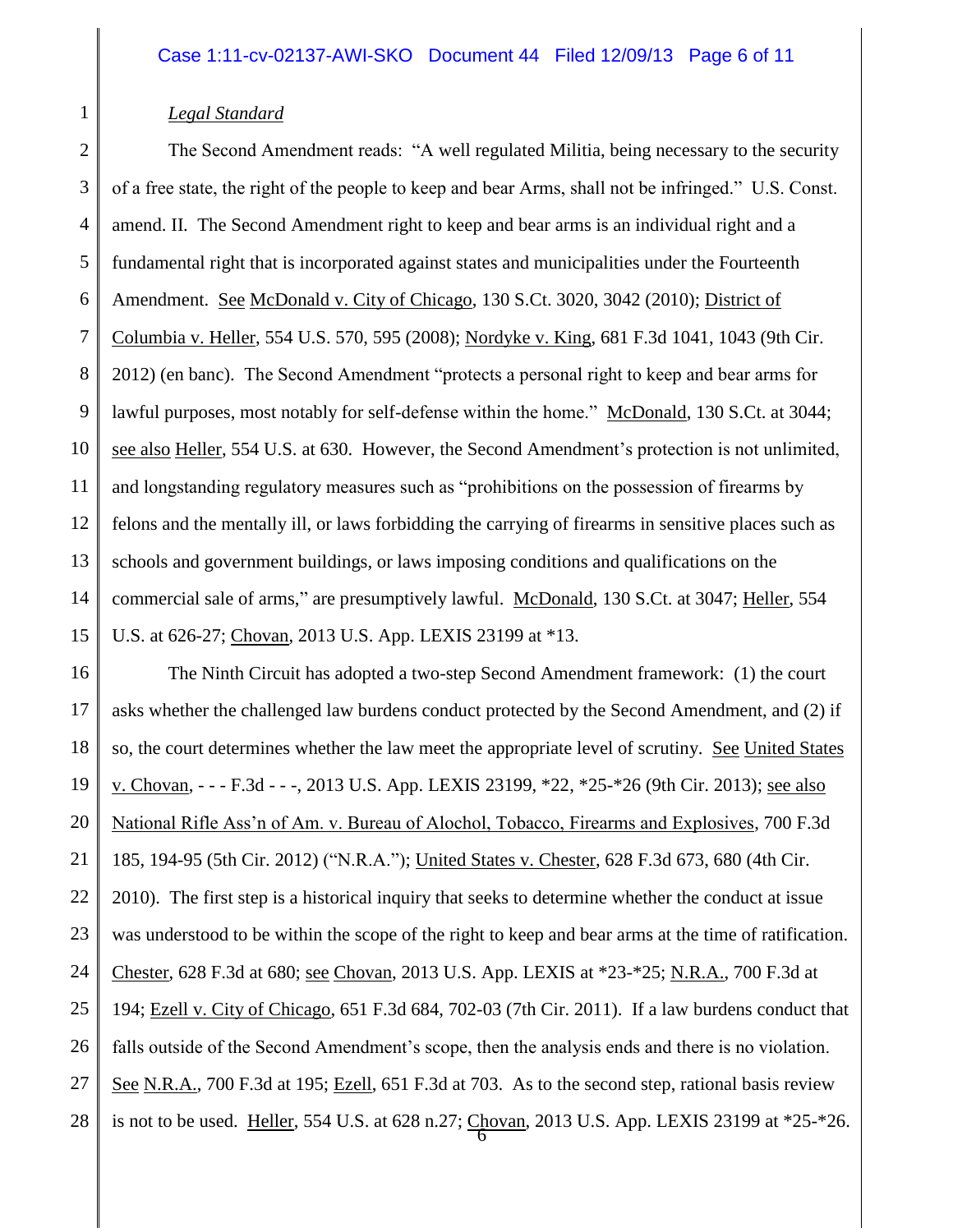*Legal Standard*

The Second Amendment reads: "A well regulated Militia, being necessary to the security of a free state, the right of the people to keep and bear Arms, shall not be infringed." U.S. Const. amend. II. The Second Amendment right to keep and bear arms is an individual right and a fundamental right that is incorporated against states and municipalities under the Fourteenth Amendment. See McDonald v. City of Chicago, 130 S.Ct. 3020, 3042 (2010); District of Columbia v. Heller, 554 U.S. 570, 595 (2008); Nordyke v. King, 681 F.3d 1041, 1043 (9th Cir. 2012) (en banc). The Second Amendment "protects a personal right to keep and bear arms for lawful purposes, most notably for self-defense within the home." McDonald, 130 S.Ct. at 3044; see also Heller, 554 U.S. at 630. However, the Second Amendment's protection is not unlimited, and longstanding regulatory measures such as "prohibitions on the possession of firearms by felons and the mentally ill, or laws forbidding the carrying of firearms in sensitive places such as schools and government buildings, or laws imposing conditions and qualifications on the commercial sale of arms," are presumptively lawful. McDonald, 130 S.Ct. at 3047; Heller, 554 U.S. at 626-27; Chovan, 2013 U.S. App. LEXIS 23199 at *13.

The Ninth Circuit has adopted a two-step Second Amendment framework: (1) the court asks whether the challenged law burdens conduct protected by the Second Amendment, and (2) if so, the court determines whether the law meet the appropriate level of scrutiny. See United States v. Chovan, - - - F.3d - - -, 2013 U.S. App. LEXIS 23199, *22, *25-*26 (9th Cir. 2013); see also National Rifle Ass'n of Am. v. Bureau of Alochol, Tobacco, Firearms and Explosives, 700 F.3d 185, 194-95 (5th Cir. 2012) ("N.R.A."); United States v. Chester, 628 F.3d 673, 680 (4th Cir. 2010). The first step is a historical inquiry that seeks to determine whether the conduct at issue was understood to be within the scope of the right to keep and bear arms at the time of ratification. Chester, 628 F.3d at 680; see Chovan, 2013 U.S. App. LEXIS at *23-*25; N.R.A., 700 F.3d at 194; Ezell v. City of Chicago, 651 F.3d 684, 702-03 (7th Cir. 2011). If a law burdens conduct that falls outside of the Second Amendment's scope, then the analysis ends and there is no violation. See N.R.A., 700 F.3d at 195; Ezell, 651 F.3d at 703. As to the second step, rational basis review is not to be used. Heller, 554 U.S. at 628 n.27; Chovan, 2013 U.S. App. LEXIS 23199 at *25-*26.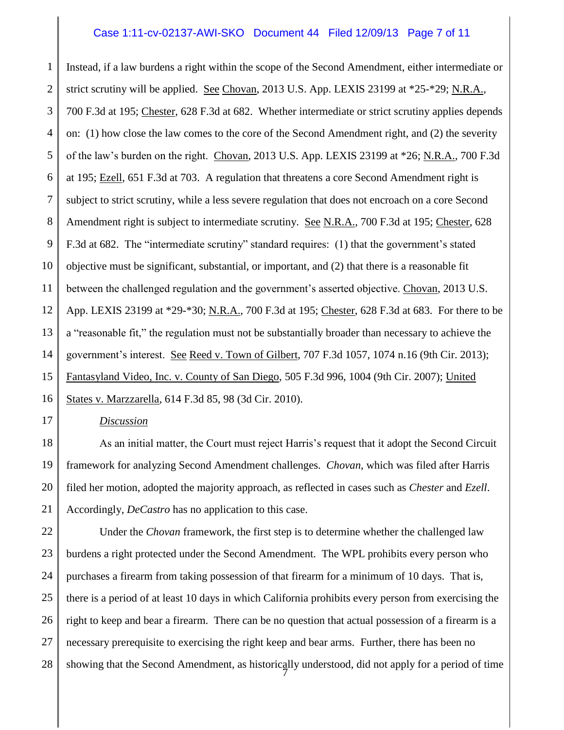Instead, if a law burdens a right within the scope of the Second Amendment, either intermediate or strict scrutiny will be applied. See Chovan, 2013 U.S. App. LEXIS 23199 at *25-*29; N.R.A., 700 F.3d at 195; Chester, 628 F.3d at 682. Whether intermediate or strict scrutiny applies depends on: (1) how close the law comes to the core of the Second Amendment right, and (2) the severity of the law's burden on the right. Chovan, 2013 U.S. App. LEXIS 23199 at *26; N.R.A., 700 F.3d at 195; Ezell, 651 F.3d at 703. A regulation that threatens a core Second Amendment right is subject to strict scrutiny, while a less severe regulation that does not encroach on a core Second Amendment right is subject to intermediate scrutiny. See N.R.A., 700 F.3d at 195; Chester, 628 F.3d at 682. The "intermediate scrutiny" standard requires: (1) that the government's stated objective must be significant, substantial, or important, and (2) that there is a reasonable fit between the challenged regulation and the government's asserted objective. Chovan, 2013 U.S. App. LEXIS 23199 at *29-*30; N.R.A., 700 F.3d at 195; Chester, 628 F.3d at 683. For there to be a "reasonable fit," the regulation must not be substantially broader than necessary to achieve the government's interest. See Reed v. Town of Gilbert, 707 F.3d 1057, 1074 n.16 (9th Cir. 2013); Fantasyland Video, Inc. v. County of San Diego, 505 F.3d 996, 1004 (9th Cir. 2007); United States v. Marzzarella, 614 F.3d 85, 98 (3d Cir. 2010).

*Discussion*

As an initial matter, the Court must reject Harris's request that it adopt the Second Circuit framework for analyzing Second Amendment challenges. *Chovan*, which was filed after Harris filed her motion, adopted the majority approach, as reflected in cases such as *Chester* and *Ezell*. Accordingly, *DeCastro* has no application to this case.

Under the *Chovan* framework, the first step is to determine whether the challenged law burdens a right protected under the Second Amendment. The WPL prohibits every person who purchases a firearm from taking possession of that firearm for a minimum of 10 days. That is, there is a period of at least 10 days in which California prohibits every person from exercising the right to keep and bear a firearm. There can be no question that actual possession of a firearm is a necessary prerequisite to exercising the right keep and bear arms. Further, there has been no showing that the Second Amendment, as historically understood, did not apply for a period of time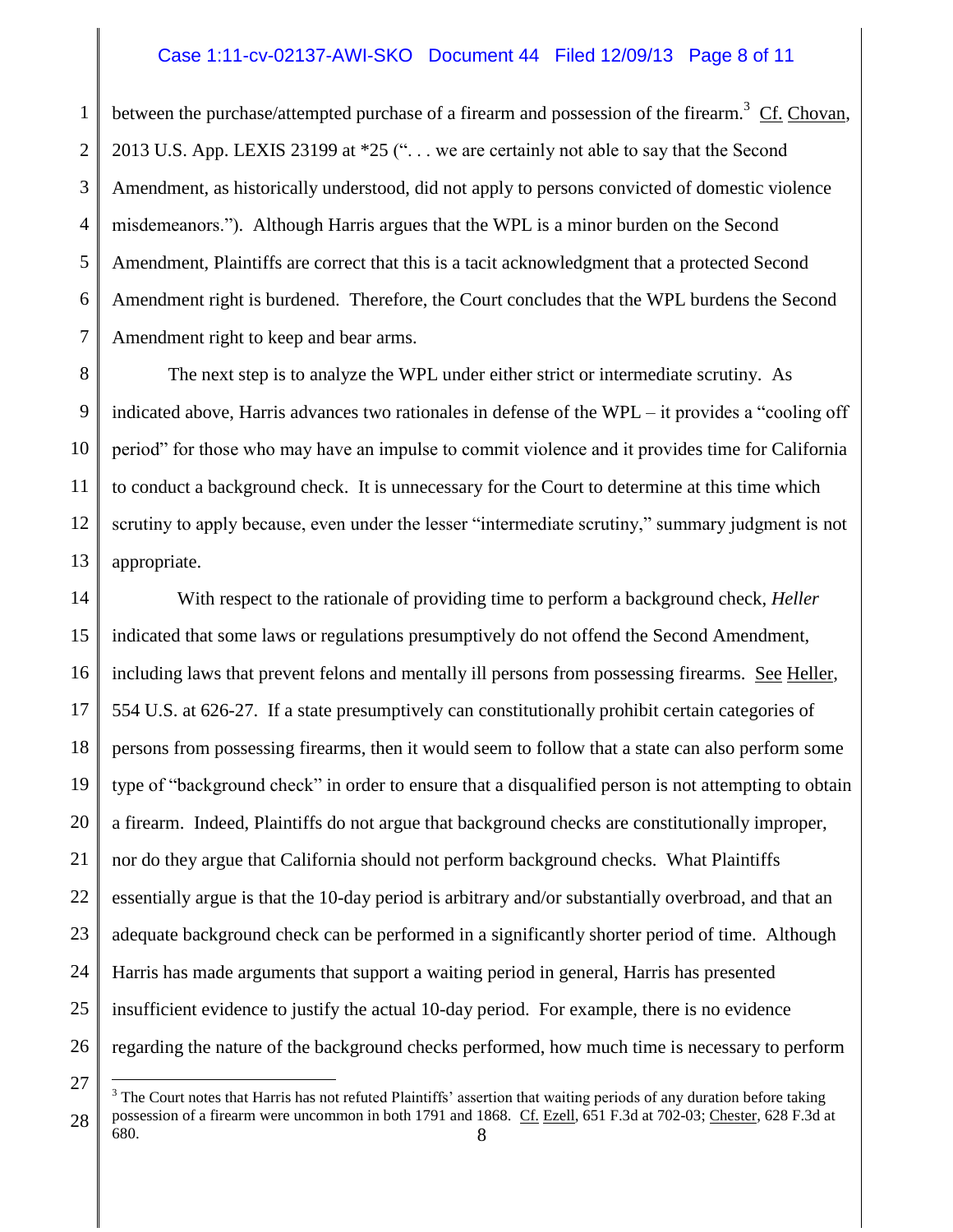between the purchase/attempted purchase of a firearm and possession of the firearm.[3] Cf. Chovan, 2013 U.S. App. LEXIS 23199 at *25 (". . . we are certainly not able to say that the Second Amendment, as historically understood, did not apply to persons convicted of domestic violence misdemeanors."). Although Harris argues that the WPL is a minor burden on the Second Amendment, Plaintiffs are correct that this is a tacit acknowledgment that a protected Second Amendment right is burdened. Therefore, the Court concludes that the WPL burdens the Second Amendment right to keep and bear arms.

The next step is to analyze the WPL under either strict or intermediate scrutiny. As indicated above, Harris advances two rationales in defense of the WPL – it provides a "cooling off period" for those who may have an impulse to commit violence and it provides time for California to conduct a background check. It is unnecessary for the Court to determine at this time which scrutiny to apply because, even under the lesser "intermediate scrutiny," summary judgment is not appropriate.

With respect to the rationale of providing time to perform a background check, *Heller* indicated that some laws or regulations presumptively do not offend the Second Amendment, including laws that prevent felons and mentally ill persons from possessing firearms. See Heller, 554 U.S. at 626-27. If a state presumptively can constitutionally prohibit certain categories of persons from possessing firearms, then it would seem to follow that a state can also perform some type of "background check" in order to ensure that a disqualified person is not attempting to obtain a firearm. Indeed, Plaintiffs do not argue that background checks are constitutionally improper, nor do they argue that California should not perform background checks. What Plaintiffs essentially argue is that the 10-day period is arbitrary and/or substantially overbroad, and that an adequate background check can be performed in a significantly shorter period of time. Although Harris has made arguments that support a waiting period in general, Harris has presented insufficient evidence to justify the actual 10-day period. For example, there is no evidence regarding the nature of the background checks performed, how much time is necessary to perform

[3] The Court notes that Harris has not refuted Plaintiffs' assertion that waiting periods of any duration before taking possession of a firearm were uncommon in both 1791 and 1868. Cf. Ezell, 651 F.3d at 702-03; Chester, 628 F.3d at 680.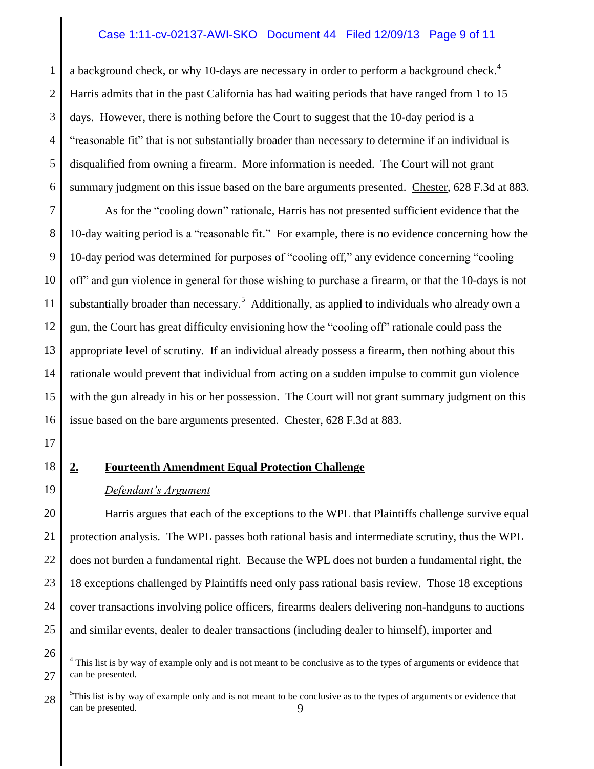a background check, or why 10-days are necessary in order to perform a background check.[4] Harris admits that in the past California has had waiting periods that have ranged from 1 to 15 days. However, there is nothing before the Court to suggest that the 10-day period is a "reasonable fit" that is not substantially broader than necessary to determine if an individual is disqualified from owning a firearm. More information is needed. The Court will not grant summary judgment on this issue based on the bare arguments presented. Chester, 628 F.3d at 883.

As for the "cooling down" rationale, Harris has not presented sufficient evidence that the 10-day waiting period is a "reasonable fit." For example, there is no evidence concerning how the 10-day period was determined for purposes of "cooling off," any evidence concerning "cooling off" and gun violence in general for those wishing to purchase a firearm, or that the 10-days is not substantially broader than necessary.[5] Additionally, as applied to individuals who already own a gun, the Court has great difficulty envisioning how the "cooling off" rationale could pass the appropriate level of scrutiny. If an individual already possess a firearm, then nothing about this rationale would prevent that individual from acting on a sudden impulse to commit gun violence with the gun already in his or her possession. The Court will not grant summary judgment on this issue based on the bare arguments presented. Chester, 628 F.3d at 883.

## 2. Fourteenth Amendment Equal Protection Challenge

*Defendant's Argument*

Harris argues that each of the exceptions to the WPL that Plaintiffs challenge survive equal protection analysis. The WPL passes both rational basis and intermediate scrutiny, thus the WPL does not burden a fundamental right. Because the WPL does not burden a fundamental right, the 18 exceptions challenged by Plaintiffs need only pass rational basis review. Those 18 exceptions cover transactions involving police officers, firearms dealers delivering non-handguns to auctions and similar events, dealer to dealer transactions (including dealer to himself), importer and

---

[4] This list is by way of example only and is not meant to be conclusive as to the types of arguments or evidence that can be presented.

[5] This list is by way of example only and is not meant to be conclusive as to the types of arguments or evidence that can be presented.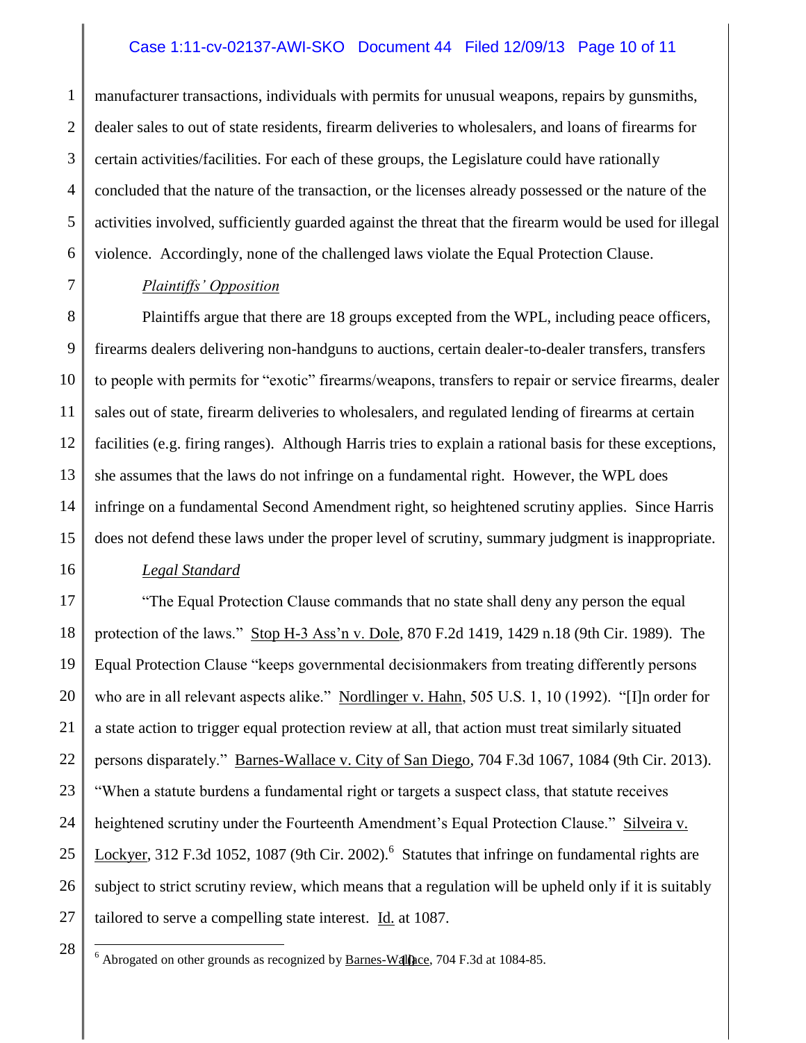manufacturer transactions, individuals with permits for unusual weapons, repairs by gunsmiths, dealer sales to out of state residents, firearm deliveries to wholesalers, and loans of firearms for certain activities/facilities. For each of these groups, the Legislature could have rationally concluded that the nature of the transaction, or the licenses already possessed or the nature of the activities involved, sufficiently guarded against the threat that the firearm would be used for illegal violence. Accordingly, none of the challenged laws violate the Equal Protection Clause.

*Plaintiffs' Opposition*

Plaintiffs argue that there are 18 groups excepted from the WPL, including peace officers, firearms dealers delivering non-handguns to auctions, certain dealer-to-dealer transfers, transfers to people with permits for "exotic" firearms/weapons, transfers to repair or service firearms, dealer sales out of state, firearm deliveries to wholesalers, and regulated lending of firearms at certain facilities (e.g. firing ranges). Although Harris tries to explain a rational basis for these exceptions, she assumes that the laws do not infringe on a fundamental right. However, the WPL does infringe on a fundamental Second Amendment right, so heightened scrutiny applies. Since Harris does not defend these laws under the proper level of scrutiny, summary judgment is inappropriate.

*Legal Standard*

"The Equal Protection Clause commands that no state shall deny any person the equal protection of the laws." Stop H-3 Ass'n v. Dole, 870 F.2d 1419, 1429 n.18 (9th Cir. 1989). The Equal Protection Clause "keeps governmental decisionmakers from treating differently persons who are in all relevant aspects alike." Nordlinger v. Hahn, 505 U.S. 1, 10 (1992). "[I]n order for a state action to trigger equal protection review at all, that action must treat similarly situated persons disparately." Barnes-Wallace v. City of San Diego, 704 F.3d 1067, 1084 (9th Cir. 2013). "When a statute burdens a fundamental right or targets a suspect class, that statute receives heightened scrutiny under the Fourteenth Amendment's Equal Protection Clause." Silveira v. Lockyer, 312 F.3d 1052, 1087 (9th Cir. 2002).[6] Statutes that infringe on fundamental rights are subject to strict scrutiny review, which means that a regulation will be upheld only if it is suitably tailored to serve a compelling state interest. Id. at 1087.

[6] Abrogated on other grounds as recognized by Barnes-Wallace, 704 F.3d at 1084-85.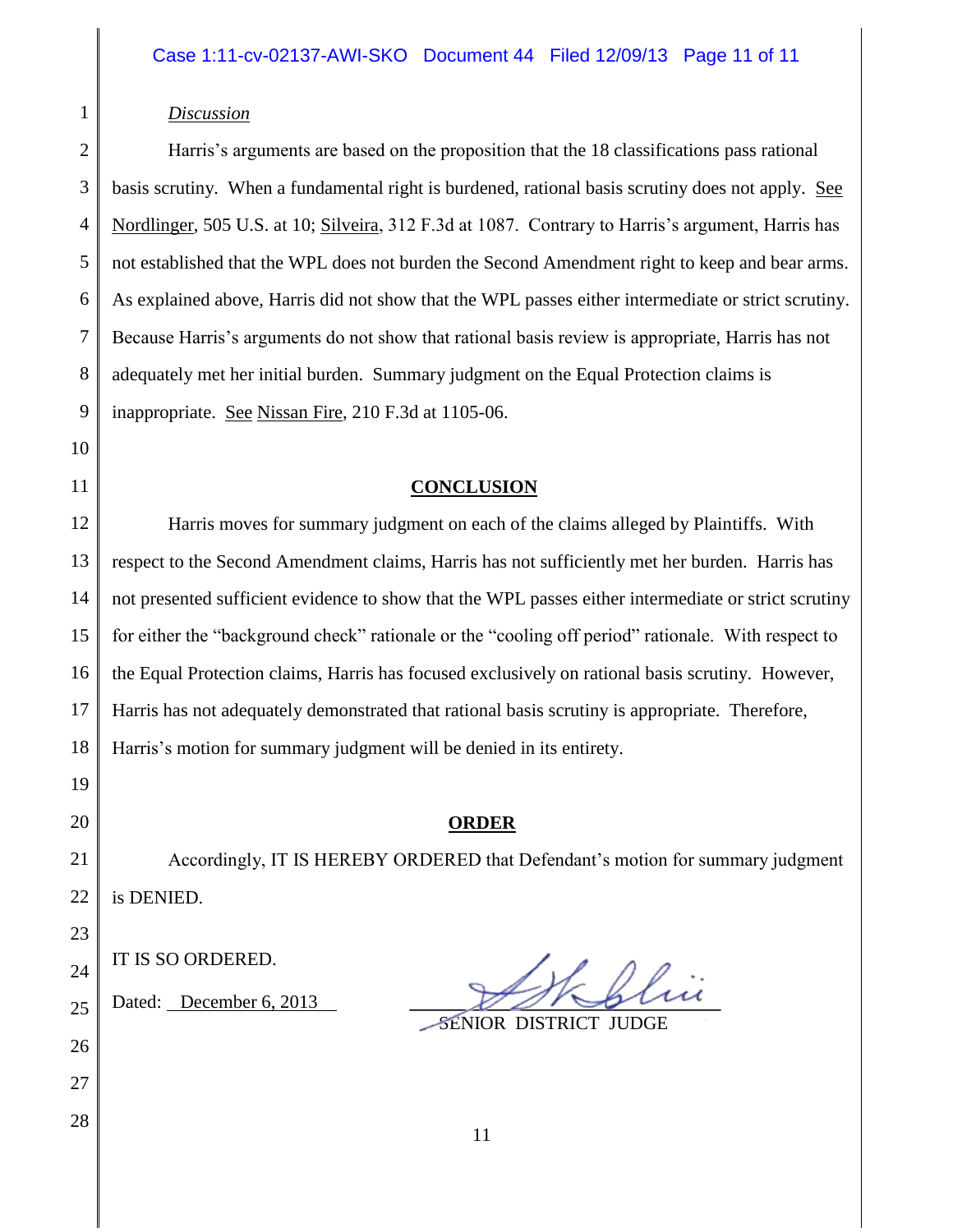*Discussion*

Harris's arguments are based on the proposition that the 18 classifications pass rational basis scrutiny. When a fundamental right is burdened, rational basis scrutiny does not apply. See Nordlinger, 505 U.S. at 10; Silveira, 312 F.3d at 1087. Contrary to Harris's argument, Harris has not established that the WPL does not burden the Second Amendment right to keep and bear arms. As explained above, Harris did not show that the WPL passes either intermediate or strict scrutiny. Because Harris's arguments do not show that rational basis review is appropriate, Harris has not adequately met her initial burden. Summary judgment on the Equal Protection claims is inappropriate. See Nissan Fire, 210 F.3d at 1105-06.

## **CONCLUSION**

Harris moves for summary judgment on each of the claims alleged by Plaintiffs. With respect to the Second Amendment claims, Harris has not sufficiently met her burden. Harris has not presented sufficient evidence to show that the WPL passes either intermediate or strict scrutiny for either the "background check" rationale or the "cooling off period" rationale. With respect to the Equal Protection claims, Harris has focused exclusively on rational basis scrutiny. However, Harris has not adequately demonstrated that rational basis scrutiny is appropriate. Therefore, Harris's motion for summary judgment will be denied in its entirety.

## **ORDER**

Accordingly, IT IS HEREBY ORDERED that Defendant's motion for summary judgment is DENIED.

IT IS SO ORDERED.

Dated: December 6, 2013

SENIOR DISTRICT JUDGE